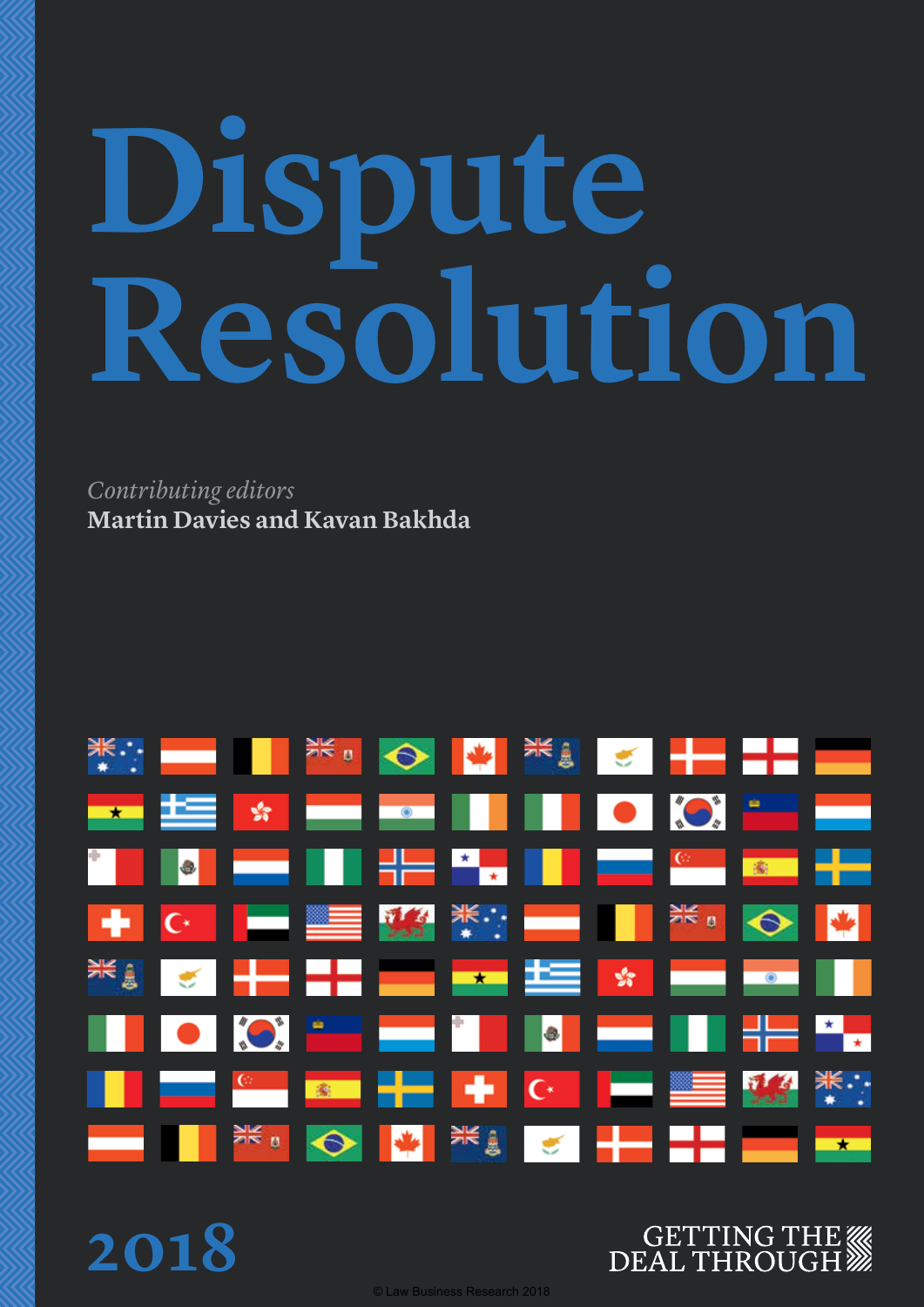# Dispute Resolution

*Contributing editors*
**Martin Davies and Kavan Bakhda**

2018

GETTING THE DEAL THROUGH

© Law Business Research 2018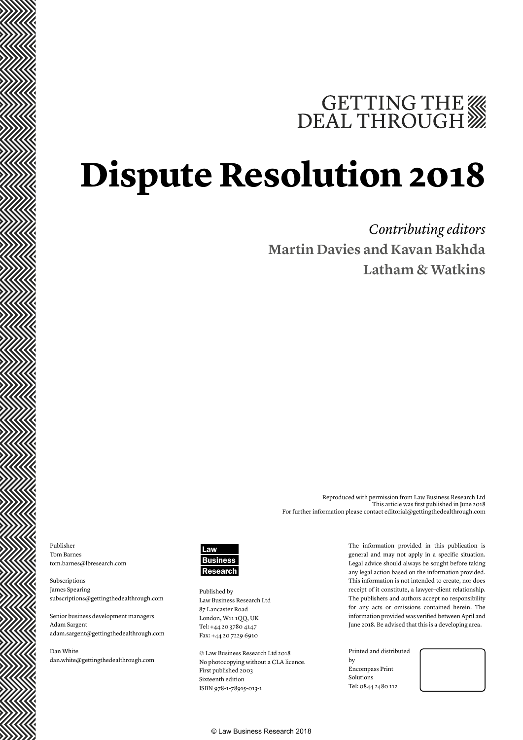GETTING THE DEAL THROUGH

# Dispute Resolution 2018

*Contributing editors*

**Martin Davies and Kavan Bakhda**

**Latham & Watkins**

Reproduced with permission from Law Business Research Ltd
This article was first published in June 2018
For further information please contact editorial@gettingthedealthrough.com

Publisher
Tom Barnes
tom.barnes@lbresearch.com

Subscriptions
James Spearing
subscriptions@gettingthedealthrough.com

Senior business development managers
Adam Sargent
adam.sargent@gettingthedealthrough.com

Dan White
dan.white@gettingthedealthrough.com

Law Business Research

Published by
Law Business Research Ltd
87 Lancaster Road
London, W11 1QQ, UK
Tel: +44 20 3780 4147
Fax: +44 20 7229 6910

© Law Business Research Ltd 2018
No photocopying without a CLA licence.
First published 2003
Sixteenth edition
ISBN 978-1-78915-013-1

The information provided in this publication is general and may not apply in a specific situation. Legal advice should always be sought before taking any legal action based on the information provided. This information is not intended to create, nor does receipt of it constitute, a lawyer–client relationship. The publishers and authors accept no responsibility for any acts or omissions contained herein. The information provided was verified between April and June 2018. Be advised that this is a developing area.

Printed and distributed by
Encompass Print Solutions
Tel: 0844 2480 112

© Law Business Research 2018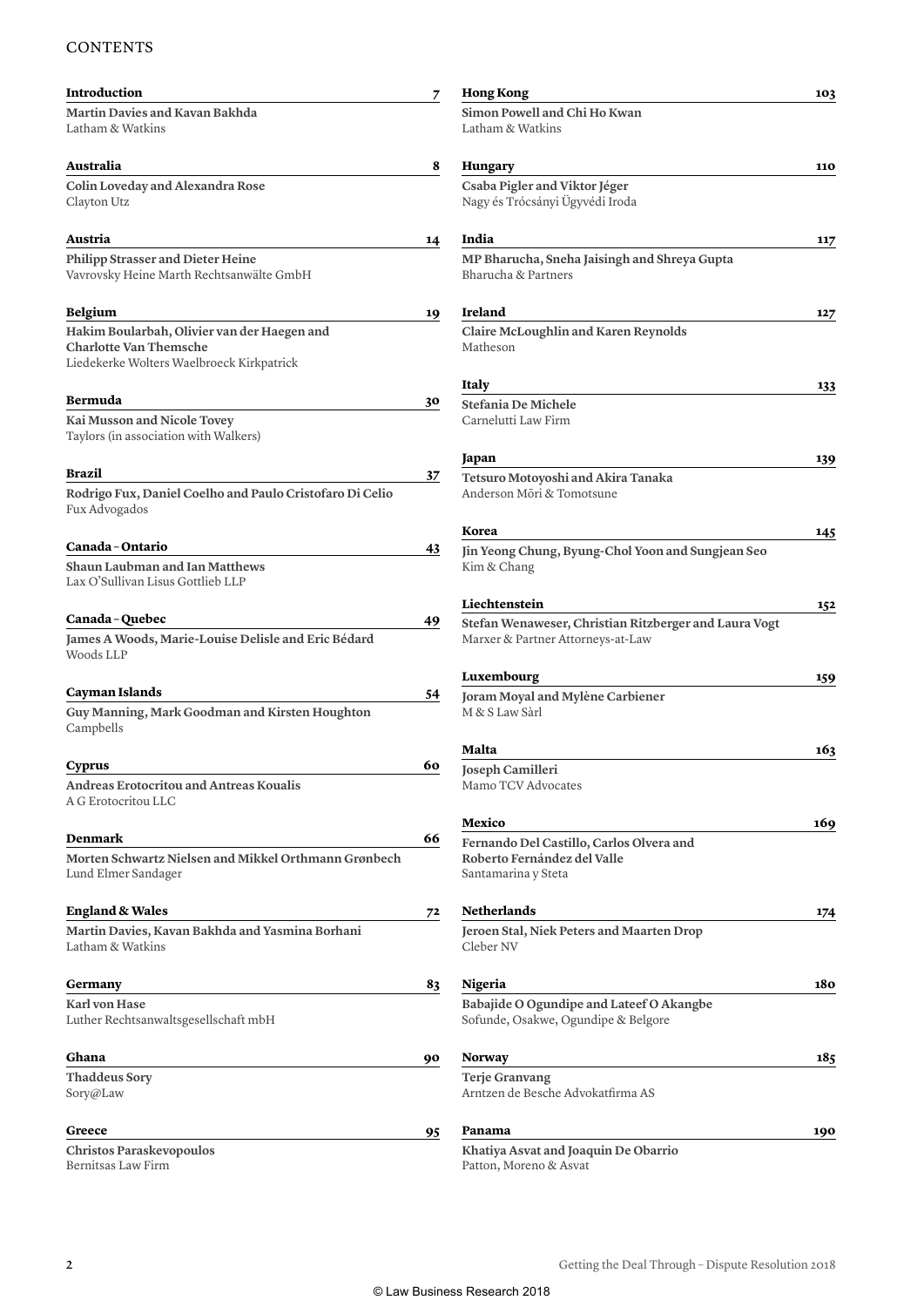# CONTENTS

**Introduction** 7

**Martin Davies and Kavan Bakhda**
Latham & Watkins

**Australia** 8

**Colin Loveday and Alexandra Rose**
Clayton Utz

**Austria** 14

**Philipp Strasser and Dieter Heine**
Vavrovsky Heine Marth Rechtsanwälte GmbH

**Belgium** 19

**Hakim Boularbah, Olivier van der Haegen and Charlotte Van Themsche**
Liedekerke Wolters Waelbroeck Kirkpatrick

**Bermuda** 30

**Kai Musson and Nicole Tovey**
Taylors (in association with Walkers)

**Brazil** 37

**Rodrigo Fux, Daniel Coelho and Paulo Cristofaro Di Celio**
Fux Advogados

**Canada – Ontario** 43

**Shaun Laubman and Ian Matthews**
Lax O'Sullivan Lisus Gottlieb LLP

**Canada – Quebec** 49

**James A Woods, Marie-Louise Delisle and Eric Bédard**
Woods LLP

**Cayman Islands** 54

**Guy Manning, Mark Goodman and Kirsten Houghton**
Campbells

**Cyprus** 60

**Andreas Erotocritou and Antreas Koualis**
A G Erotocritou LLC

**Denmark** 66

**Morten Schwartz Nielsen and Mikkel Orthmann Grønbech**
Lund Elmer Sandager

**England & Wales** 72

**Martin Davies, Kavan Bakhda and Yasmina Borhani**
Latham & Watkins

**Germany** 83

**Karl von Hase**
Luther Rechtsanwaltsgesellschaft mbH

**Ghana** 90

**Thaddeus Sory**
Sory@Law

**Greece** 95

**Christos Paraskevopoulos**
Bernitsas Law Firm

**Hong Kong** 103

**Simon Powell and Chi Ho Kwan**
Latham & Watkins

**Hungary** 110

**Csaba Pigler and Viktor Jéger**
Nagy és Trócsányi Ügyvédi Iroda

**India** 117

**MP Bharucha, Sneha Jaisingh and Shreya Gupta**
Bharucha & Partners

**Ireland** 127

**Claire McLoughlin and Karen Reynolds**
Matheson

**Italy** 133

**Stefania De Michele**
Carnelutti Law Firm

**Japan** 139

**Tetsuro Motoyoshi and Akira Tanaka**
Anderson Mōri & Tomotsune

**Korea** 145

**Jin Yeong Chung, Byung-Chol Yoon and Sungjean Seo**
Kim & Chang

**Liechtenstein** 152

**Stefan Wenaweser, Christian Ritzberger and Laura Vogt**
Marxer & Partner Attorneys-at-Law

**Luxembourg** 159

**Joram Moyal and Mylène Carbiener**
M & S Law Sàrl

**Malta** 163

**Joseph Camilleri**
Mamo TCV Advocates

**Mexico** 169

**Fernando Del Castillo, Carlos Olvera and Roberto Fernández del Valle**
Santamarina y Steta

**Netherlands** 174

**Jeroen Stal, Niek Peters and Maarten Drop**
Cleber NV

**Nigeria** 180

**Babajide O Ogundipe and Lateef O Akangbe**
Sofunde, Osakwe, Ogundipe & Belgore

**Norway** 185

**Terje Granvang**
Arntzen de Besche Advokatfirma AS

**Panama** 190

**Khatiya Asvat and Joaquin De Obarrio**
Patton, Moreno & Asvat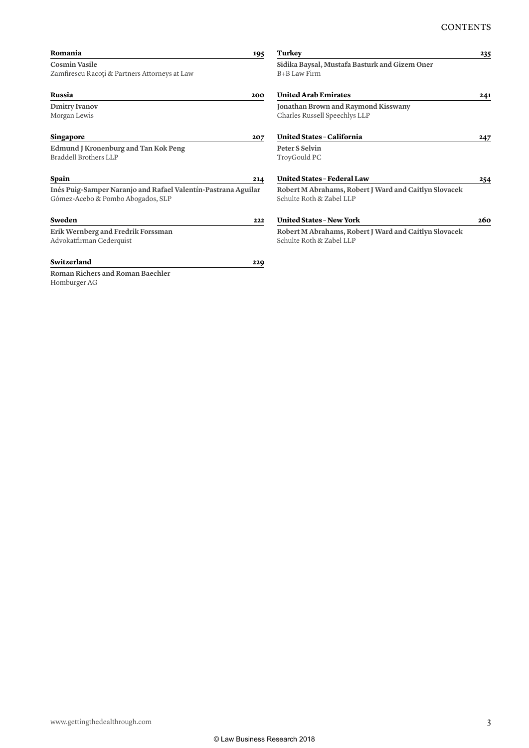**Romania** 195

**Cosmin Vasile**
Zamfirescu Racoți & Partners Attorneys at Law

**Russia** 200

**Dmitry Ivanov**
Morgan Lewis

**Singapore** 207

**Edmund J Kronenburg and Tan Kok Peng**
Braddell Brothers LLP

**Spain** 214

**Inés Puig-Samper Naranjo and Rafael Valentín-Pastrana Aguilar**
Gómez-Acebo & Pombo Abogados, SLP

**Sweden** 222

**Erik Wernberg and Fredrik Forssman**
Advokatfirman Cederquist

**Switzerland** 229

**Roman Richers and Roman Baechler**
Homburger AG

**Turkey** 235

**Sidika Baysal, Mustafa Basturk and Gizem Oner**
B+B Law Firm

**United Arab Emirates** 241

**Jonathan Brown and Raymond Kisswany**
Charles Russell Speechlys LLP

**United States – California** 247

**Peter S Selvin**
TroyGould PC

**United States – Federal Law** 254

**Robert M Abrahams, Robert J Ward and Caitlyn Slovacek**
Schulte Roth & Zabel LLP

**United States – New York** 260

**Robert M Abrahams, Robert J Ward and Caitlyn Slovacek**
Schulte Roth & Zabel LLP

© Law Business Research 2018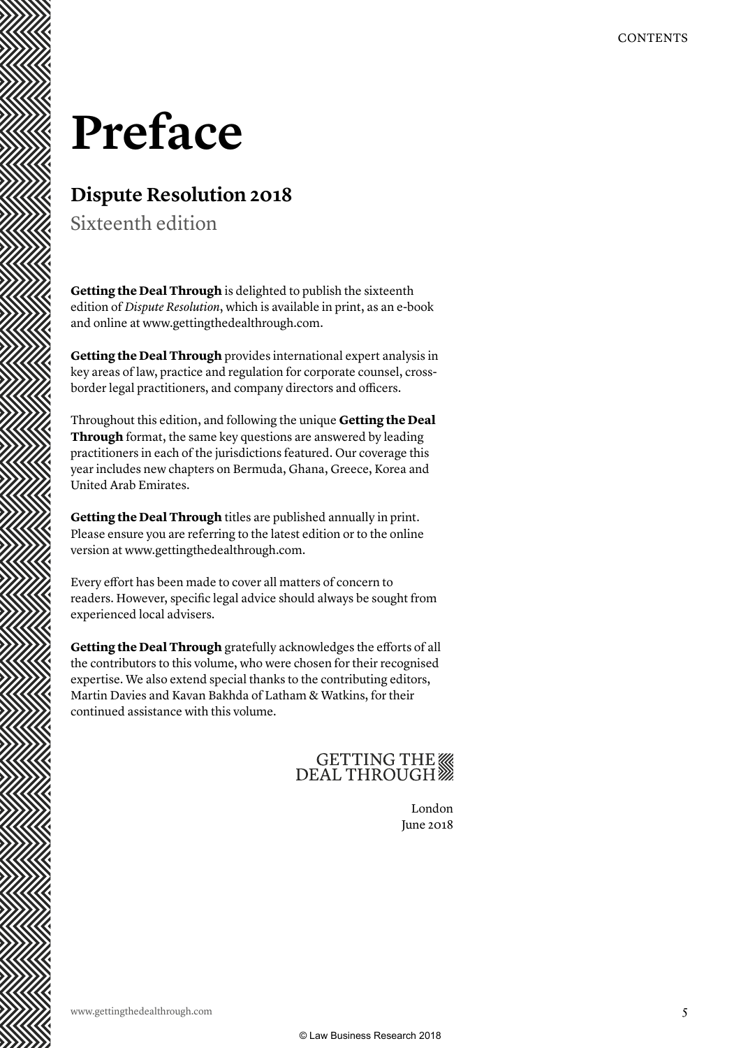# Preface

## Dispute Resolution 2018

Sixteenth edition

**Getting the Deal Through** is delighted to publish the sixteenth edition of *Dispute Resolution*, which is available in print, as an e-book and online at www.gettingthedealthrough.com.

**Getting the Deal Through** provides international expert analysis in key areas of law, practice and regulation for corporate counsel, cross-border legal practitioners, and company directors and officers.

Throughout this edition, and following the unique **Getting the Deal Through** format, the same key questions are answered by leading practitioners in each of the jurisdictions featured. Our coverage this year includes new chapters on Bermuda, Ghana, Greece, Korea and United Arab Emirates.

**Getting the Deal Through** titles are published annually in print. Please ensure you are referring to the latest edition or to the online version at www.gettingthedealthrough.com.

Every effort has been made to cover all matters of concern to readers. However, specific legal advice should always be sought from experienced local advisers.

**Getting the Deal Through** gratefully acknowledges the efforts of all the contributors to this volume, who were chosen for their recognised expertise. We also extend special thanks to the contributing editors, Martin Davies and Kavan Bakhda of Latham & Watkins, for their continued assistance with this volume.

GETTING THE DEAL THROUGH

London
June 2018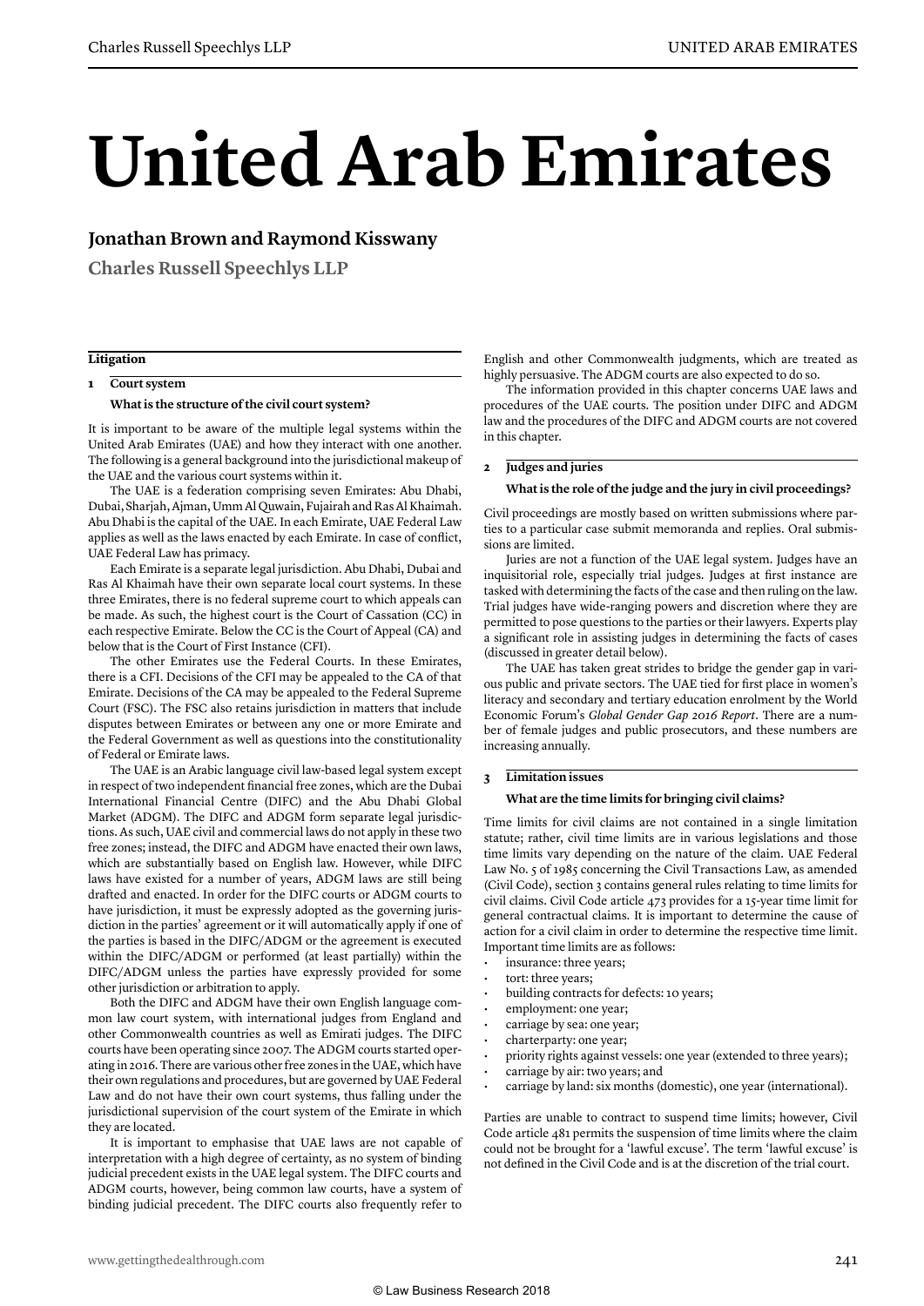# United Arab Emirates

**Jonathan Brown and Raymond Kisswany**

**Charles Russell Speechlys LLP**

## Litigation

### 1 Court system

**What is the structure of the civil court system?**

It is important to be aware of the multiple legal systems within the United Arab Emirates (UAE) and how they interact with one another. The following is a general background into the jurisdictional makeup of the UAE and the various court systems within it.

The UAE is a federation comprising seven Emirates: Abu Dhabi, Dubai, Sharjah, Ajman, Umm Al Quwain, Fujairah and Ras Al Khaimah. Abu Dhabi is the capital of the UAE. In each Emirate, UAE Federal Law applies as well as the laws enacted by each Emirate. In case of conflict, UAE Federal Law has primacy.

Each Emirate is a separate legal jurisdiction. Abu Dhabi, Dubai and Ras Al Khaimah have their own separate local court systems. In these three Emirates, there is no federal supreme court to which appeals can be made. As such, the highest court is the Court of Cassation (CC) in each respective Emirate. Below the CC is the Court of Appeal (CA) and below that is the Court of First Instance (CFI).

The other Emirates use the Federal Courts. In these Emirates, there is a CFI. Decisions of the CFI may be appealed to the CA of that Emirate. Decisions of the CA may be appealed to the Federal Supreme Court (FSC). The FSC also retains jurisdiction in matters that include disputes between Emirates or between any one or more Emirate and the Federal Government as well as questions into the constitutionality of Federal or Emirate laws.

The UAE is an Arabic language civil law-based legal system except in respect of two independent financial free zones, which are the Dubai International Financial Centre (DIFC) and the Abu Dhabi Global Market (ADGM). The DIFC and ADGM form separate legal jurisdictions. As such, UAE civil and commercial laws do not apply in these two free zones; instead, the DIFC and ADGM have enacted their own laws, which are substantially based on English law. However, while DIFC laws have existed for a number of years, ADGM laws are still being drafted and enacted. In order for the DIFC courts or ADGM courts to have jurisdiction, it must be expressly adopted as the governing jurisdiction in the parties' agreement or it will automatically apply if one of the parties is based in the DIFC/ADGM or the agreement is executed within the DIFC/ADGM or performed (at least partially) within the DIFC/ADGM unless the parties have expressly provided for some other jurisdiction or arbitration to apply.

Both the DIFC and ADGM have their own English language common law court system, with international judges from England and other Commonwealth countries as well as Emirati judges. The DIFC courts have been operating since 2007. The ADGM courts started operating in 2016. There are various other free zones in the UAE, which have their own regulations and procedures, but are governed by UAE Federal Law and do not have their own court systems, thus falling under the jurisdictional supervision of the court system of the Emirate in which they are located.

It is important to emphasise that UAE laws are not capable of interpretation with a high degree of certainty, as no system of binding judicial precedent exists in the UAE legal system. The DIFC courts and ADGM courts, however, being common law courts, have a system of binding judicial precedent. The DIFC courts also frequently refer to English and other Commonwealth judgments, which are treated as highly persuasive. The ADGM courts are also expected to do so.

The information provided in this chapter concerns UAE laws and procedures of the UAE courts. The position under DIFC and ADGM law and the procedures of the DIFC and ADGM courts are not covered in this chapter.

### 2 Judges and juries

**What is the role of the judge and the jury in civil proceedings?**

Civil proceedings are mostly based on written submissions where parties to a particular case submit memoranda and replies. Oral submissions are limited.

Juries are not a function of the UAE legal system. Judges have an inquisitorial role, especially trial judges. Judges at first instance are tasked with determining the facts of the case and then ruling on the law. Trial judges have wide-ranging powers and discretion where they are permitted to pose questions to the parties or their lawyers. Experts play a significant role in assisting judges in determining the facts of cases (discussed in greater detail below).

The UAE has taken great strides to bridge the gender gap in various public and private sectors. The UAE tied for first place in women's literacy and secondary and tertiary education enrolment by the World Economic Forum's *Global Gender Gap 2016 Report*. There are a number of female judges and public prosecutors, and these numbers are increasing annually.

### 3 Limitation issues

**What are the time limits for bringing civil claims?**

Time limits for civil claims are not contained in a single limitation statute; rather, civil time limits are in various legislations and those time limits vary depending on the nature of the claim. UAE Federal Law No. 5 of 1985 concerning the Civil Transactions Law, as amended (Civil Code), section 3 contains general rules relating to time limits for civil claims. Civil Code article 473 provides for a 15-year time limit for general contractual claims. It is important to determine the cause of action for a civil claim in order to determine the respective time limit. Important time limits are as follows:

- insurance: three years;
- tort: three years;
- building contracts for defects: 10 years;
- employment: one year;
- carriage by sea: one year;
- charterparty: one year;
- priority rights against vessels: one year (extended to three years);
- carriage by air: two years; and
- carriage by land: six months (domestic), one year (international).

Parties are unable to contract to suspend time limits; however, Civil Code article 481 permits the suspension of time limits where the claim could not be brought for a 'lawful excuse'. The term 'lawful excuse' is not defined in the Civil Code and is at the discretion of the trial court.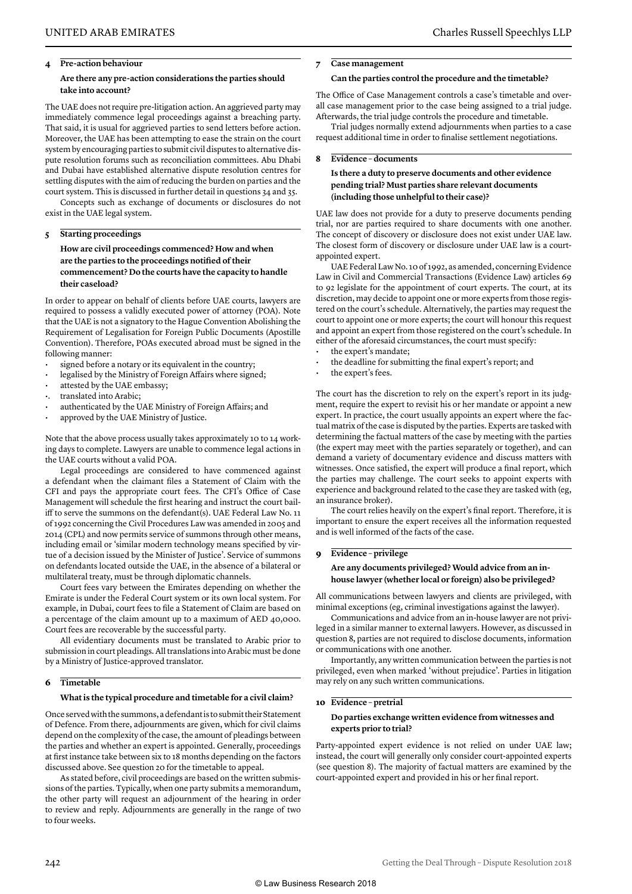## 4 Pre-action behaviour

### Are there any pre-action considerations the parties should take into account?

The UAE does not require pre-litigation action. An aggrieved party may immediately commence legal proceedings against a breaching party. That said, it is usual for aggrieved parties to send letters before action. Moreover, the UAE has been attempting to ease the strain on the court system by encouraging parties to submit civil disputes to alternative dispute resolution forums such as reconciliation committees. Abu Dhabi and Dubai have established alternative dispute resolution centres for settling disputes with the aim of reducing the burden on parties and the court system. This is discussed in further detail in questions 34 and 35.

Concepts such as exchange of documents or disclosures do not exist in the UAE legal system.

## 5 Starting proceedings

### How are civil proceedings commenced? How and when are the parties to the proceedings notified of their commencement? Do the courts have the capacity to handle their caseload?

In order to appear on behalf of clients before UAE courts, lawyers are required to possess a validly executed power of attorney (POA). Note that the UAE is not a signatory to the Hague Convention Abolishing the Requirement of Legalisation for Foreign Public Documents (Apostille Convention). Therefore, POAs executed abroad must be signed in the following manner:

- signed before a notary or its equivalent in the country;
- legalised by the Ministry of Foreign Affairs where signed;
- attested by the UAE embassy;
- translated into Arabic;
- authenticated by the UAE Ministry of Foreign Affairs; and
- approved by the UAE Ministry of Justice.

Note that the above process usually takes approximately 10 to 14 working days to complete. Lawyers are unable to commence legal actions in the UAE courts without a valid POA.

Legal proceedings are considered to have commenced against a defendant when the claimant files a Statement of Claim with the CFI and pays the appropriate court fees. The CFI's Office of Case Management will schedule the first hearing and instruct the court bailiff to serve the summons on the defendant(s). UAE Federal Law No. 11 of 1992 concerning the Civil Procedures Law was amended in 2005 and 2014 (CPL) and now permits service of summons through other means, including email or 'similar modern technology means specified by virtue of a decision issued by the Minister of Justice'. Service of summons on defendants located outside the UAE, in the absence of a bilateral or multilateral treaty, must be through diplomatic channels.

Court fees vary between the Emirates depending on whether the Emirate is under the Federal Court system or its own local system. For example, in Dubai, court fees to file a Statement of Claim are based on a percentage of the claim amount up to a maximum of AED 40,000. Court fees are recoverable by the successful party.

All evidentiary documents must be translated to Arabic prior to submission in court pleadings. All translations into Arabic must be done by a Ministry of Justice-approved translator.

## 6 Timetable

### What is the typical procedure and timetable for a civil claim?

Once served with the summons, a defendant is to submit their Statement of Defence. From there, adjournments are given, which for civil claims depend on the complexity of the case, the amount of pleadings between the parties and whether an expert is appointed. Generally, proceedings at first instance take between six to 18 months depending on the factors discussed above. See question 20 for the timetable to appeal.

As stated before, civil proceedings are based on the written submissions of the parties. Typically, when one party submits a memorandum, the other party will request an adjournment of the hearing in order to review and reply. Adjournments are generally in the range of two to four weeks.

## 7 Case management

### Can the parties control the procedure and the timetable?

The Office of Case Management controls a case's timetable and overall case management prior to the case being assigned to a trial judge. Afterwards, the trial judge controls the procedure and timetable.

Trial judges normally extend adjournments when parties to a case request additional time in order to finalise settlement negotiations.

## 8 Evidence – documents

### Is there a duty to preserve documents and other evidence pending trial? Must parties share relevant documents (including those unhelpful to their case)?

UAE law does not provide for a duty to preserve documents pending trial, nor are parties required to share documents with one another. The concept of discovery or disclosure does not exist under UAE law. The closest form of discovery or disclosure under UAE law is a court-appointed expert.

UAE Federal Law No. 10 of 1992, as amended, concerning Evidence Law in Civil and Commercial Transactions (Evidence Law) articles 69 to 92 legislate for the appointment of court experts. The court, at its discretion, may decide to appoint one or more experts from those registered on the court's schedule. Alternatively, the parties may request the court to appoint one or more experts; the court will honour this request and appoint an expert from those registered on the court's schedule. In either of the aforesaid circumstances, the court must specify:

- the expert's mandate;
- the deadline for submitting the final expert's report; and
- the expert's fees.

The court has the discretion to rely on the expert's report in its judgment, require the expert to revisit his or her mandate or appoint a new expert. In practice, the court usually appoints an expert where the factual matrix of the case is disputed by the parties. Experts are tasked with determining the factual matters of the case by meeting with the parties (the expert may meet with the parties separately or together), and can demand a variety of documentary evidence and discuss matters with witnesses. Once satisfied, the expert will produce a final report, which the parties may challenge. The court seeks to appoint experts with experience and background related to the case they are tasked with (eg, an insurance broker).

The court relies heavily on the expert's final report. Therefore, it is important to ensure the expert receives all the information requested and is well informed of the facts of the case.

## 9 Evidence – privilege

### Are any documents privileged? Would advice from an in-house lawyer (whether local or foreign) also be privileged?

All communications between lawyers and clients are privileged, with minimal exceptions (eg, criminal investigations against the lawyer).

Communications and advice from an in-house lawyer are not privileged in a similar manner to external lawyers. However, as discussed in question 8, parties are not required to disclose documents, information or communications with one another.

Importantly, any written communication between the parties is not privileged, even when marked 'without prejudice'. Parties in litigation may rely on any such written communications.

## 10 Evidence – pretrial

### Do parties exchange written evidence from witnesses and experts prior to trial?

Party-appointed expert evidence is not relied on under UAE law; instead, the court will generally only consider court-appointed experts (see question 8). The majority of factual matters are examined by the court-appointed expert and provided in his or her final report.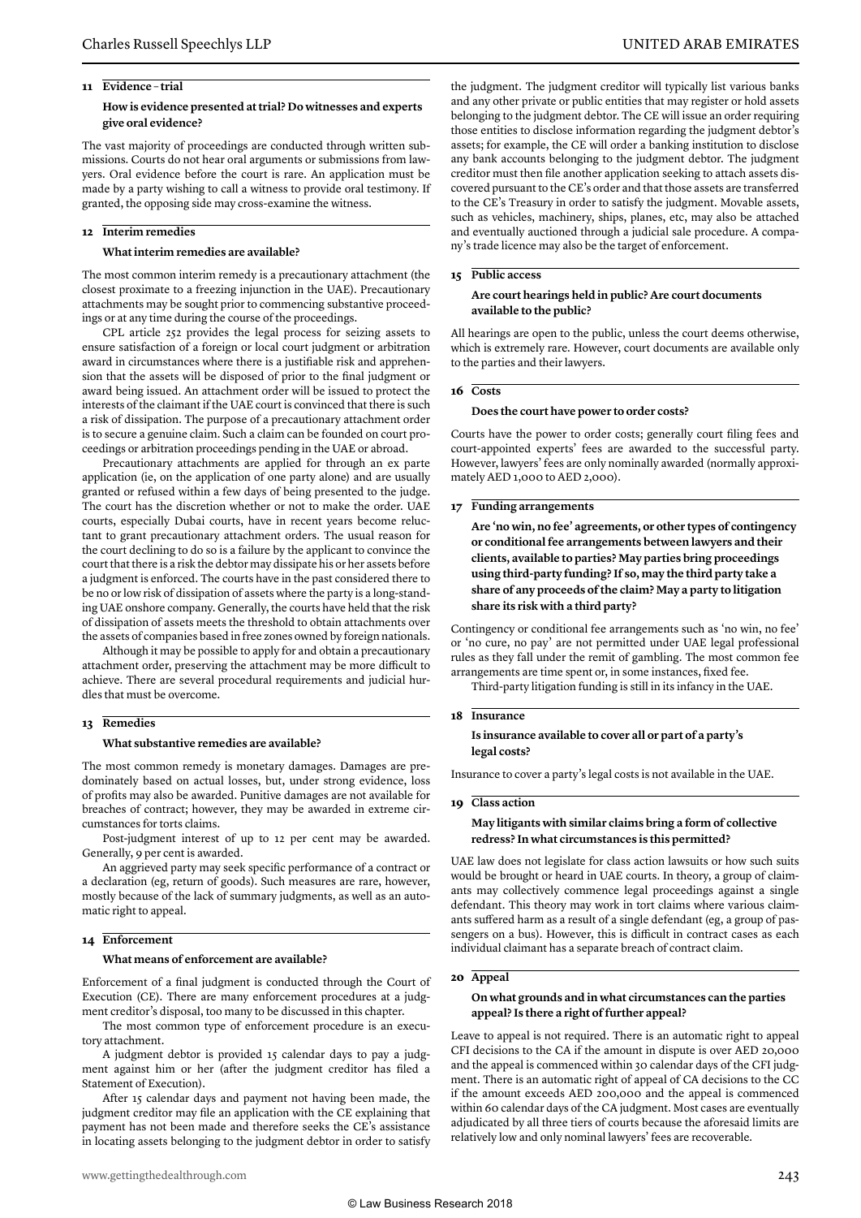## 11 Evidence – trial

**How is evidence presented at trial? Do witnesses and experts give oral evidence?**

The vast majority of proceedings are conducted through written submissions. Courts do not hear oral arguments or submissions from lawyers. Oral evidence before the court is rare. An application must be made by a party wishing to call a witness to provide oral testimony. If granted, the opposing side may cross-examine the witness.

## 12 Interim remedies

**What interim remedies are available?**

The most common interim remedy is a precautionary attachment (the closest proximate to a freezing injunction in the UAE). Precautionary attachments may be sought prior to commencing substantive proceedings or at any time during the course of the proceedings.

CPL article 252 provides the legal process for seizing assets to ensure satisfaction of a foreign or local court judgment or arbitration award in circumstances where there is a justifiable risk and apprehension that the assets will be disposed of prior to the final judgment or award being issued. An attachment order will be issued to protect the interests of the claimant if the UAE court is convinced that there is such a risk of dissipation. The purpose of a precautionary attachment order is to secure a genuine claim. Such a claim can be founded on court proceedings or arbitration proceedings pending in the UAE or abroad.

Precautionary attachments are applied for through an ex parte application (ie, on the application of one party alone) and are usually granted or refused within a few days of being presented to the judge. The court has the discretion whether or not to make the order. UAE courts, especially Dubai courts, have in recent years become reluctant to grant precautionary attachment orders. The usual reason for the court declining to do so is a failure by the applicant to convince the court that there is a risk the debtor may dissipate his or her assets before a judgment is enforced. The courts have in the past considered there to be no or low risk of dissipation of assets where the party is a long-standing UAE onshore company. Generally, the courts have held that the risk of dissipation of assets meets the threshold to obtain attachments over the assets of companies based in free zones owned by foreign nationals.

Although it may be possible to apply for and obtain a precautionary attachment order, preserving the attachment may be more difficult to achieve. There are several procedural requirements and judicial hurdles that must be overcome.

## 13 Remedies

**What substantive remedies are available?**

The most common remedy is monetary damages. Damages are predominately based on actual losses, but, under strong evidence, loss of profits may also be awarded. Punitive damages are not available for breaches of contract; however, they may be awarded in extreme circumstances for torts claims.

Post-judgment interest of up to 12 per cent may be awarded. Generally, 9 per cent is awarded.

An aggrieved party may seek specific performance of a contract or a declaration (eg, return of goods). Such measures are rare, however, mostly because of the lack of summary judgments, as well as an automatic right to appeal.

## 14 Enforcement

**What means of enforcement are available?**

Enforcement of a final judgment is conducted through the Court of Execution (CE). There are many enforcement procedures at a judgment creditor's disposal, too many to be discussed in this chapter.

The most common type of enforcement procedure is an executory attachment.

A judgment debtor is provided 15 calendar days to pay a judgment against him or her (after the judgment creditor has filed a Statement of Execution).

After 15 calendar days and payment not having been made, the judgment creditor may file an application with the CE explaining that payment has not been made and therefore seeks the CE's assistance in locating assets belonging to the judgment debtor in order to satisfy the judgment. The judgment creditor will typically list various banks and any other private or public entities that may register or hold assets belonging to the judgment debtor. The CE will issue an order requiring those entities to disclose information regarding the judgment debtor's assets; for example, the CE will order a banking institution to disclose any bank accounts belonging to the judgment debtor. The judgment creditor must then file another application seeking to attach assets discovered pursuant to the CE's order and that those assets are transferred to the CE's Treasury in order to satisfy the judgment. Movable assets, such as vehicles, machinery, ships, planes, etc, may also be attached and eventually auctioned through a judicial sale procedure. A company's trade licence may also be the target of enforcement.

## 15 Public access

**Are court hearings held in public? Are court documents available to the public?**

All hearings are open to the public, unless the court deems otherwise, which is extremely rare. However, court documents are available only to the parties and their lawyers.

## 16 Costs

**Does the court have power to order costs?**

Courts have the power to order costs; generally court filing fees and court-appointed experts' fees are awarded to the successful party. However, lawyers' fees are only nominally awarded (normally approximately AED 1,000 to AED 2,000).

## 17 Funding arrangements

**Are 'no win, no fee' agreements, or other types of contingency or conditional fee arrangements between lawyers and their clients, available to parties? May parties bring proceedings using third-party funding? If so, may the third party take a share of any proceeds of the claim? May a party to litigation share its risk with a third party?**

Contingency or conditional fee arrangements such as 'no win, no fee' or 'no cure, no pay' are not permitted under UAE legal professional rules as they fall under the remit of gambling. The most common fee arrangements are time spent or, in some instances, fixed fee.

Third-party litigation funding is still in its infancy in the UAE.

## 18 Insurance

**Is insurance available to cover all or part of a party's legal costs?**

Insurance to cover a party's legal costs is not available in the UAE.

## 19 Class action

**May litigants with similar claims bring a form of collective redress? In what circumstances is this permitted?**

UAE law does not legislate for class action lawsuits or how such suits would be brought or heard in UAE courts. In theory, a group of claimants may collectively commence legal proceedings against a single defendant. This theory may work in tort claims where various claimants suffered harm as a result of a single defendant (eg, a group of passengers on a bus). However, this is difficult in contract cases as each individual claimant has a separate breach of contract claim.

## 20 Appeal

**On what grounds and in what circumstances can the parties appeal? Is there a right of further appeal?**

Leave to appeal is not required. There is an automatic right to appeal CFI decisions to the CA if the amount in dispute is over AED 20,000 and the appeal is commenced within 30 calendar days of the CFI judgment. There is an automatic right of appeal of CA decisions to the CC if the amount exceeds AED 200,000 and the appeal is commenced within 60 calendar days of the CA judgment. Most cases are eventually adjudicated by all three tiers of courts because the aforesaid limits are relatively low and only nominal lawyers' fees are recoverable.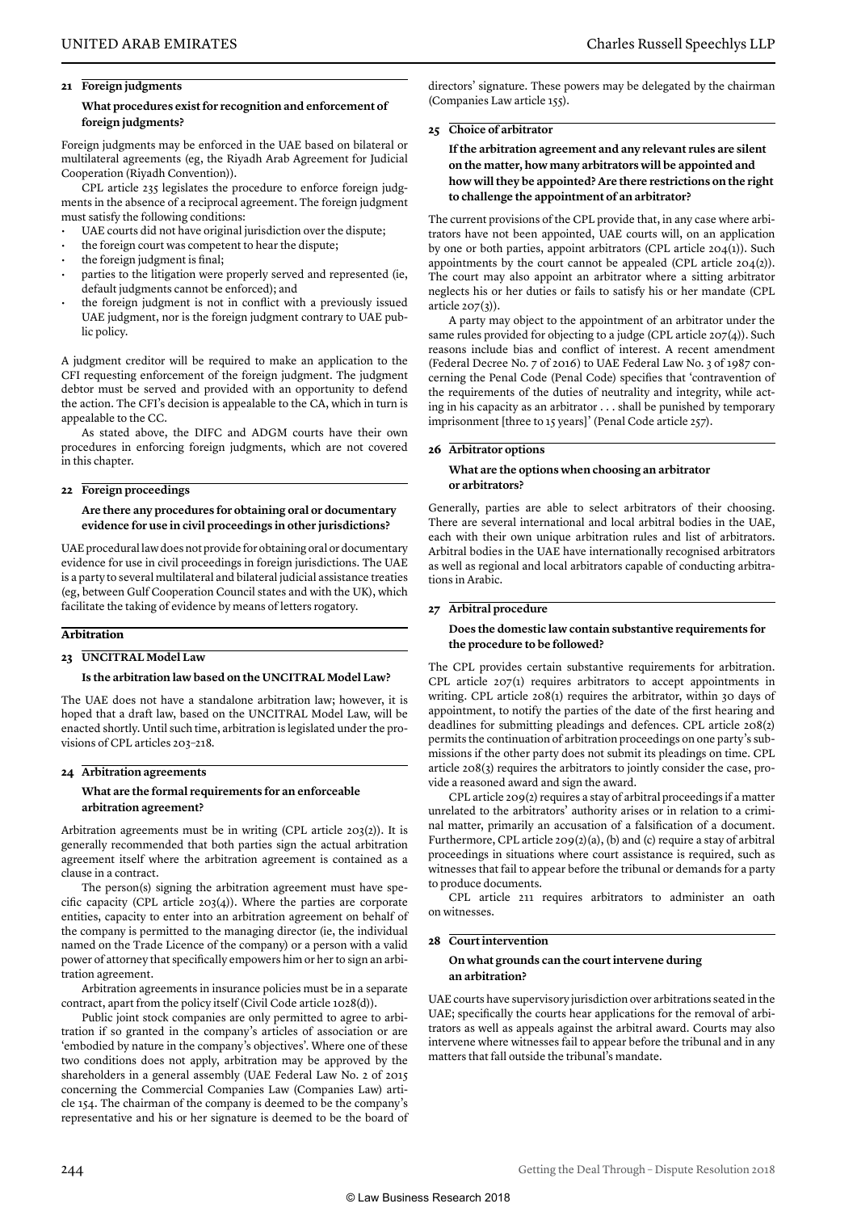## 21 Foreign judgments

**What procedures exist for recognition and enforcement of foreign judgments?**

Foreign judgments may be enforced in the UAE based on bilateral or multilateral agreements (eg, the Riyadh Arab Agreement for Judicial Cooperation (Riyadh Convention)).

CPL article 235 legislates the procedure to enforce foreign judgments in the absence of a reciprocal agreement. The foreign judgment must satisfy the following conditions:

- UAE courts did not have original jurisdiction over the dispute;
- the foreign court was competent to hear the dispute;
- the foreign judgment is final;
- parties to the litigation were properly served and represented (ie, default judgments cannot be enforced); and
- the foreign judgment is not in conflict with a previously issued UAE judgment, nor is the foreign judgment contrary to UAE public policy.

A judgment creditor will be required to make an application to the CFI requesting enforcement of the foreign judgment. The judgment debtor must be served and provided with an opportunity to defend the action. The CFI's decision is appealable to the CA, which in turn is appealable to the CC.

As stated above, the DIFC and ADGM courts have their own procedures in enforcing foreign judgments, which are not covered in this chapter.

## 22 Foreign proceedings

**Are there any procedures for obtaining oral or documentary evidence for use in civil proceedings in other jurisdictions?**

UAE procedural law does not provide for obtaining oral or documentary evidence for use in civil proceedings in foreign jurisdictions. The UAE is a party to several multilateral and bilateral judicial assistance treaties (eg, between Gulf Cooperation Council states and with the UK), which facilitate the taking of evidence by means of letters rogatory.

# Arbitration

## 23 UNCITRAL Model Law

**Is the arbitration law based on the UNCITRAL Model Law?**

The UAE does not have a standalone arbitration law; however, it is hoped that a draft law, based on the UNCITRAL Model Law, will be enacted shortly. Until such time, arbitration is legislated under the provisions of CPL articles 203–218.

## 24 Arbitration agreements

**What are the formal requirements for an enforceable arbitration agreement?**

Arbitration agreements must be in writing (CPL article 203(2)). It is generally recommended that both parties sign the actual arbitration agreement itself where the arbitration agreement is contained as a clause in a contract.

The person(s) signing the arbitration agreement must have specific capacity (CPL article 203(4)). Where the parties are corporate entities, capacity to enter into an arbitration agreement on behalf of the company is permitted to the managing director (ie, the individual named on the Trade Licence of the company) or a person with a valid power of attorney that specifically empowers him or her to sign an arbitration agreement.

Arbitration agreements in insurance policies must be in a separate contract, apart from the policy itself (Civil Code article 1028(d)).

Public joint stock companies are only permitted to agree to arbitration if so granted in the company's articles of association or are 'embodied by nature in the company's objectives'. Where one of these two conditions does not apply, arbitration may be approved by the shareholders in a general assembly (UAE Federal Law No. 2 of 2015 concerning the Commercial Companies Law (Companies Law) article 154. The chairman of the company is deemed to be the company's representative and his or her signature is deemed to be the board of directors' signature. These powers may be delegated by the chairman (Companies Law article 155).

## 25 Choice of arbitrator

**If the arbitration agreement and any relevant rules are silent on the matter, how many arbitrators will be appointed and how will they be appointed? Are there restrictions on the right to challenge the appointment of an arbitrator?**

The current provisions of the CPL provide that, in any case where arbitrators have not been appointed, UAE courts will, on an application by one or both parties, appoint arbitrators (CPL article 204(1)). Such appointments by the court cannot be appealed (CPL article 204(2)). The court may also appoint an arbitrator where a sitting arbitrator neglects his or her duties or fails to satisfy his or her mandate (CPL article 207(3)).

A party may object to the appointment of an arbitrator under the same rules provided for objecting to a judge (CPL article 207(4)). Such reasons include bias and conflict of interest. A recent amendment (Federal Decree No. 7 of 2016) to UAE Federal Law No. 3 of 1987 concerning the Penal Code (Penal Code) specifies that 'contravention of the requirements of the duties of neutrality and integrity, while acting in his capacity as an arbitrator . . . shall be punished by temporary imprisonment [three to 15 years]' (Penal Code article 257).

## 26 Arbitrator options

**What are the options when choosing an arbitrator or arbitrators?**

Generally, parties are able to select arbitrators of their choosing. There are several international and local arbitral bodies in the UAE, each with their own unique arbitration rules and list of arbitrators. Arbitral bodies in the UAE have internationally recognised arbitrators as well as regional and local arbitrators capable of conducting arbitrations in Arabic.

## 27 Arbitral procedure

**Does the domestic law contain substantive requirements for the procedure to be followed?**

The CPL provides certain substantive requirements for arbitration. CPL article 207(1) requires arbitrators to accept appointments in writing. CPL article 208(1) requires the arbitrator, within 30 days of appointment, to notify the parties of the date of the first hearing and deadlines for submitting pleadings and defences. CPL article 208(2) permits the continuation of arbitration proceedings on one party's submissions if the other party does not submit its pleadings on time. CPL article 208(3) requires the arbitrators to jointly consider the case, provide a reasoned award and sign the award.

CPL article 209(2) requires a stay of arbitral proceedings if a matter unrelated to the arbitrators' authority arises or in relation to a criminal matter, primarily an accusation of a falsification of a document. Furthermore, CPL article 209(2)(a), (b) and (c) require a stay of arbitral proceedings in situations where court assistance is required, such as witnesses that fail to appear before the tribunal or demands for a party to produce documents.

CPL article 211 requires arbitrators to administer an oath on witnesses.

## 28 Court intervention

**On what grounds can the court intervene during an arbitration?**

UAE courts have supervisory jurisdiction over arbitrations seated in the UAE; specifically the courts hear applications for the removal of arbitrators as well as appeals against the arbitral award. Courts may also intervene where witnesses fail to appear before the tribunal and in any matters that fall outside the tribunal's mandate.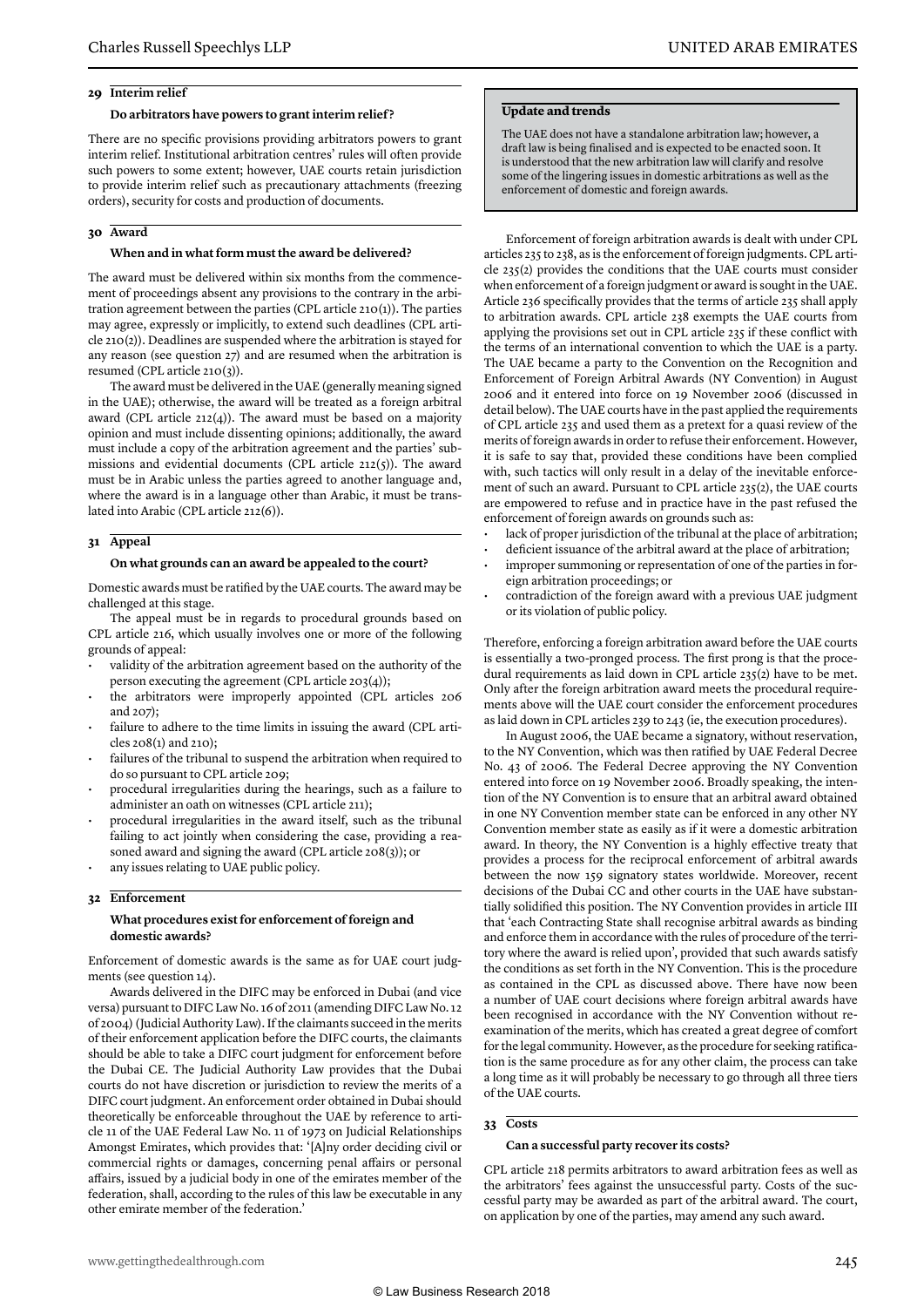## 29 Interim relief

### Do arbitrators have powers to grant interim relief?

There are no specific provisions providing arbitrators powers to grant interim relief. Institutional arbitration centres' rules will often provide such powers to some extent; however, UAE courts retain jurisdiction to provide interim relief such as precautionary attachments (freezing orders), security for costs and production of documents.

## 30 Award

### When and in what form must the award be delivered?

The award must be delivered within six months from the commencement of proceedings absent any provisions to the contrary in the arbitration agreement between the parties (CPL article 210(1)). The parties may agree, expressly or implicitly, to extend such deadlines (CPL article 210(2)). Deadlines are suspended where the arbitration is stayed for any reason (see question 27) and are resumed when the arbitration is resumed (CPL article 210(3)).

The award must be delivered in the UAE (generally meaning signed in the UAE); otherwise, the award will be treated as a foreign arbitral award (CPL article 212(4)). The award must be based on a majority opinion and must include dissenting opinions; additionally, the award must include a copy of the arbitration agreement and the parties' submissions and evidential documents (CPL article 212(5)). The award must be in Arabic unless the parties agreed to another language and, where the award is in a language other than Arabic, it must be translated into Arabic (CPL article 212(6)).

## 31 Appeal

### On what grounds can an award be appealed to the court?

Domestic awards must be ratified by the UAE courts. The award may be challenged at this stage.

The appeal must be in regards to procedural grounds based on CPL article 216, which usually involves one or more of the following grounds of appeal:

- validity of the arbitration agreement based on the authority of the person executing the agreement (CPL article 203(4));
- the arbitrators were improperly appointed (CPL articles 206 and 207);
- failure to adhere to the time limits in issuing the award (CPL articles 208(1) and 210);
- failures of the tribunal to suspend the arbitration when required to do so pursuant to CPL article 209;
- procedural irregularities during the hearings, such as a failure to administer an oath on witnesses (CPL article 211);
- procedural irregularities in the award itself, such as the tribunal failing to act jointly when considering the case, providing a reasoned award and signing the award (CPL article 208(3)); or
- any issues relating to UAE public policy.

## 32 Enforcement

### What procedures exist for enforcement of foreign and domestic awards?

Enforcement of domestic awards is the same as for UAE court judgments (see question 14).

Awards delivered in the DIFC may be enforced in Dubai (and vice versa) pursuant to DIFC Law No. 16 of 2011 (amending DIFC Law No. 12 of 2004) (Judicial Authority Law). If the claimants succeed in the merits of their enforcement application before the DIFC courts, the claimants should be able to take a DIFC court judgment for enforcement before the Dubai CE. The Judicial Authority Law provides that the Dubai courts do not have discretion or jurisdiction to review the merits of a DIFC court judgment. An enforcement order obtained in Dubai should theoretically be enforceable throughout the UAE by reference to article 11 of the UAE Federal Law No. 11 of 1973 on Judicial Relationships Amongst Emirates, which provides that: '[A]ny order deciding civil or commercial rights or damages, concerning penal affairs or personal affairs, issued by a judicial body in one of the emirates member of the federation, shall, according to the rules of this law be executable in any other emirate member of the federation.'

> **Update and trends**
>
> The UAE does not have a standalone arbitration law; however, a draft law is being finalised and is expected to be enacted soon. It is understood that the new arbitration law will clarify and resolve some of the lingering issues in domestic arbitrations as well as the enforcement of domestic and foreign awards.

Enforcement of foreign arbitration awards is dealt with under CPL articles 235 to 238, as is the enforcement of foreign judgments. CPL article 235(2) provides the conditions that the UAE courts must consider when enforcement of a foreign judgment or award is sought in the UAE. Article 236 specifically provides that the terms of article 235 shall apply to arbitration awards. CPL article 238 exempts the UAE courts from applying the provisions set out in CPL article 235 if these conflict with the terms of an international convention to which the UAE is a party. The UAE became a party to the Convention on the Recognition and Enforcement of Foreign Arbitral Awards (NY Convention) in August 2006 and it entered into force on 19 November 2006 (discussed in detail below). The UAE courts have in the past applied the requirements of CPL article 235 and used them as a pretext for a quasi review of the merits of foreign awards in order to refuse their enforcement. However, it is safe to say that, provided these conditions have been complied with, such tactics will only result in a delay of the inevitable enforcement of such an award. Pursuant to CPL article 235(2), the UAE courts are empowered to refuse and in practice have in the past refused the enforcement of foreign awards on grounds such as:

- lack of proper jurisdiction of the tribunal at the place of arbitration;
- deficient issuance of the arbitral award at the place of arbitration;
- improper summoning or representation of one of the parties in foreign arbitration proceedings; or
- contradiction of the foreign award with a previous UAE judgment or its violation of public policy.

Therefore, enforcing a foreign arbitration award before the UAE courts is essentially a two-pronged process. The first prong is that the procedural requirements as laid down in CPL article 235(2) have to be met. Only after the foreign arbitration award meets the procedural requirements above will the UAE court consider the enforcement procedures as laid down in CPL articles 239 to 243 (ie, the execution procedures).

In August 2006, the UAE became a signatory, without reservation, to the NY Convention, which was then ratified by UAE Federal Decree No. 43 of 2006. The Federal Decree approving the NY Convention entered into force on 19 November 2006. Broadly speaking, the intention of the NY Convention is to ensure that an arbitral award obtained in one NY Convention member state can be enforced in any other NY Convention member state as easily as if it were a domestic arbitration award. In theory, the NY Convention is a highly effective treaty that provides a process for the reciprocal enforcement of arbitral awards between the now 159 signatory states worldwide. Moreover, recent decisions of the Dubai CC and other courts in the UAE have substantially solidified this position. The NY Convention provides in article III that 'each Contracting State shall recognise arbitral awards as binding and enforce them in accordance with the rules of procedure of the territory where the award is relied upon', provided that such awards satisfy the conditions as set forth in the NY Convention. This is the procedure as contained in the CPL as discussed above. There have now been a number of UAE court decisions where foreign arbitral awards have been recognised in accordance with the NY Convention without re-examination of the merits, which has created a great degree of comfort for the legal community. However, as the procedure for seeking ratification is the same procedure as for any other claim, the process can take a long time as it will probably be necessary to go through all three tiers of the UAE courts.

## 33 Costs

### Can a successful party recover its costs?

CPL article 218 permits arbitrators to award arbitration fees as well as the arbitrators' fees against the unsuccessful party. Costs of the successful party may be awarded as part of the arbitral award. The court, on application by one of the parties, may amend any such award.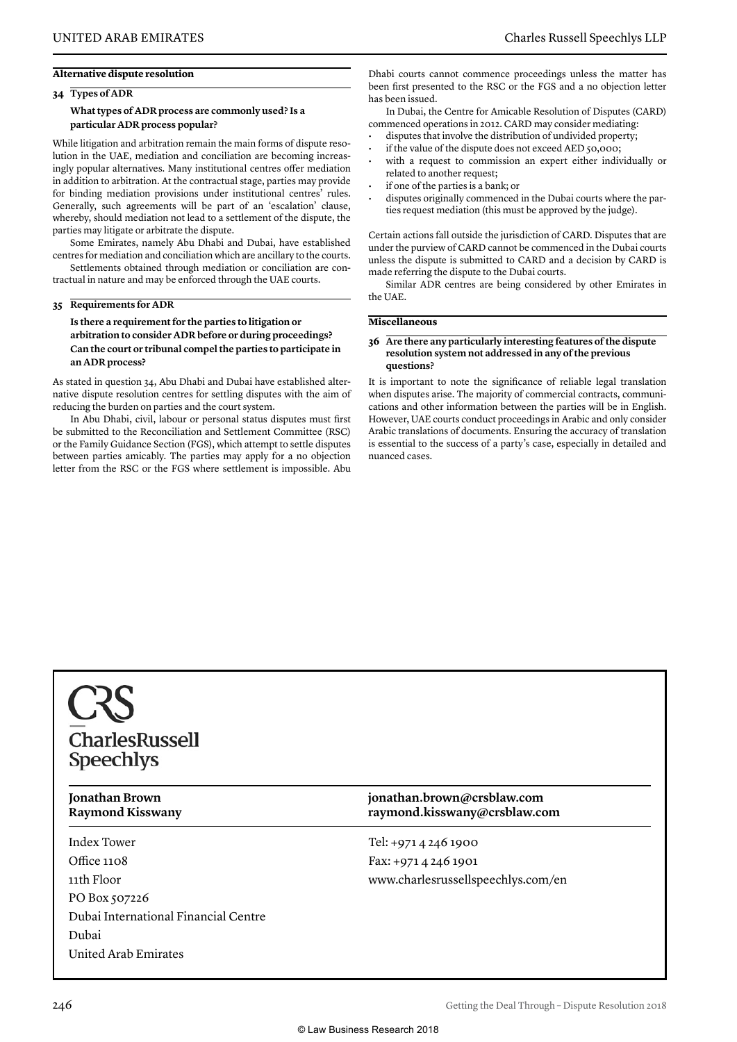## Alternative dispute resolution

### 34 Types of ADR

**What types of ADR process are commonly used? Is a particular ADR process popular?**

While litigation and arbitration remain the main forms of dispute resolution in the UAE, mediation and conciliation are becoming increasingly popular alternatives. Many institutional centres offer mediation in addition to arbitration. At the contractual stage, parties may provide for binding mediation provisions under institutional centres' rules. Generally, such agreements will be part of an 'escalation' clause, whereby, should mediation not lead to a settlement of the dispute, the parties may litigate or arbitrate the dispute.

Some Emirates, namely Abu Dhabi and Dubai, have established centres for mediation and conciliation which are ancillary to the courts.

Settlements obtained through mediation or conciliation are contractual in nature and may be enforced through the UAE courts.

### 35 Requirements for ADR

**Is there a requirement for the parties to litigation or arbitration to consider ADR before or during proceedings? Can the court or tribunal compel the parties to participate in an ADR process?**

As stated in question 34, Abu Dhabi and Dubai have established alternative dispute resolution centres for settling disputes with the aim of reducing the burden on parties and the court system.

In Abu Dhabi, civil, labour or personal status disputes must first be submitted to the Reconciliation and Settlement Committee (RSC) or the Family Guidance Section (FGS), which attempt to settle disputes between parties amicably. The parties may apply for a no objection letter from the RSC or the FGS where settlement is impossible. Abu Dhabi courts cannot commence proceedings unless the matter has been first presented to the RSC or the FGS and a no objection letter has been issued.

In Dubai, the Centre for Amicable Resolution of Disputes (CARD) commenced operations in 2012. CARD may consider mediating:

- disputes that involve the distribution of undivided property;
- if the value of the dispute does not exceed AED 50,000;
- with a request to commission an expert either individually or related to another request;
- if one of the parties is a bank; or
- disputes originally commenced in the Dubai courts where the parties request mediation (this must be approved by the judge).

Certain actions fall outside the jurisdiction of CARD. Disputes that are under the purview of CARD cannot be commenced in the Dubai courts unless the dispute is submitted to CARD and a decision by CARD is made referring the dispute to the Dubai courts.

Similar ADR centres are being considered by other Emirates in the UAE.

## Miscellaneous

### 36 Are there any particularly interesting features of the dispute resolution system not addressed in any of the previous questions?

It is important to note the significance of reliable legal translation when disputes arise. The majority of commercial contracts, communications and other information between the parties will be in English. However, UAE courts conduct proceedings in Arabic and only consider Arabic translations of documents. Ensuring the accuracy of translation is essential to the success of a party's case, especially in detailed and nuanced cases.

CRS
CharlesRussell Speechlys

**Jonathan Brown**
**Raymond Kisswany**

**jonathan.brown@crsblaw.com**
**raymond.kisswany@crsblaw.com**

Index Tower
Office 1108
11th Floor
PO Box 507226
Dubai International Financial Centre
Dubai
United Arab Emirates

Tel: +971 4 246 1900
Fax: +971 4 246 1901
www.charlesrussellspeechlys.com/en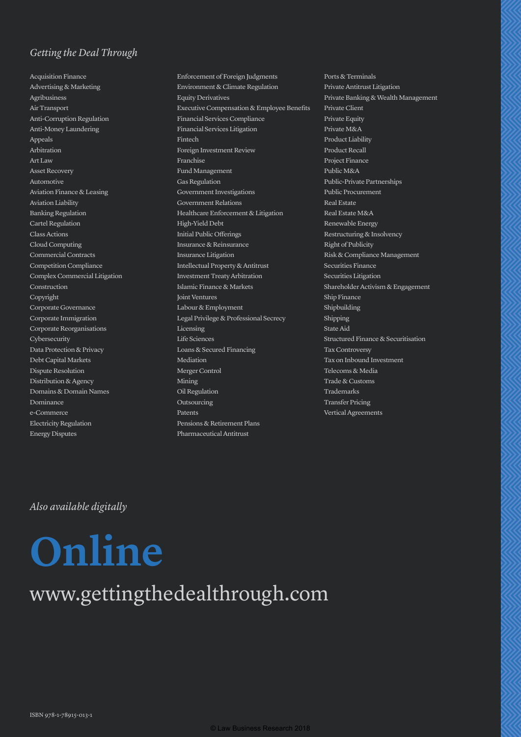*Getting the Deal Through*

Acquisition Finance
Advertising & Marketing
Agribusiness
Air Transport
Anti-Corruption Regulation
Anti-Money Laundering
Appeals
Arbitration
Art Law
Asset Recovery
Automotive
Aviation Finance & Leasing
Aviation Liability
Banking Regulation
Cartel Regulation
Class Actions
Cloud Computing
Commercial Contracts
Competition Compliance
Complex Commercial Litigation
Construction
Copyright
Corporate Governance
Corporate Immigration
Corporate Reorganisations
Cybersecurity
Data Protection & Privacy
Debt Capital Markets
Dispute Resolution
Distribution & Agency
Domains & Domain Names
Dominance
e-Commerce
Electricity Regulation
Energy Disputes
Enforcement of Foreign Judgments
Environment & Climate Regulation
Equity Derivatives
Executive Compensation & Employee Benefits
Financial Services Compliance
Financial Services Litigation
Fintech
Foreign Investment Review
Franchise
Fund Management
Gas Regulation
Government Investigations
Government Relations
Healthcare Enforcement & Litigation
High-Yield Debt
Initial Public Offerings
Insurance & Reinsurance
Insurance Litigation
Intellectual Property & Antitrust
Investment Treaty Arbitration
Islamic Finance & Markets
Joint Ventures
Labour & Employment
Legal Privilege & Professional Secrecy
Licensing
Life Sciences
Loans & Secured Financing
Mediation
Merger Control
Mining
Oil Regulation
Outsourcing
Patents
Pensions & Retirement Plans
Pharmaceutical Antitrust
Ports & Terminals
Private Antitrust Litigation
Private Banking & Wealth Management
Private Client
Private Equity
Private M&A
Product Liability
Product Recall
Project Finance
Public M&A
Public-Private Partnerships
Public Procurement
Real Estate
Real Estate M&A
Renewable Energy
Restructuring & Insolvency
Right of Publicity
Risk & Compliance Management
Securities Finance
Securities Litigation
Shareholder Activism & Engagement
Ship Finance
Shipbuilding
Shipping
State Aid
Structured Finance & Securitisation
Tax Controversy
Tax on Inbound Investment
Telecoms & Media
Trade & Customs
Trademarks
Transfer Pricing
Vertical Agreements

*Also available digitally*

# Online

www.gettingthedealthrough.com

ISBN 978-1-78915-013-1

© Law Business Research 2018